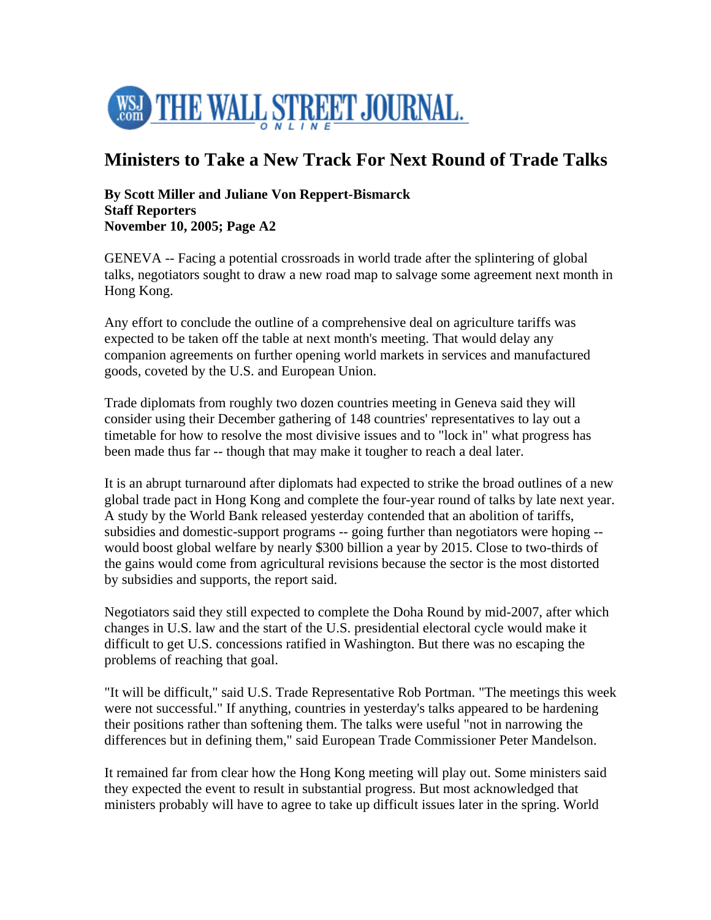THE WALL STREET JOURNAL. ONLINE

# Ministers to Take a New Track For Next Round of Trade Talks

**By Scott Miller and Juliane Von Reppert-Bismarck**
**Staff Reporters**
**November 10, 2005; Page A2**

GENEVA -- Facing a potential crossroads in world trade after the splintering of global talks, negotiators sought to draw a new road map to salvage some agreement next month in Hong Kong.

Any effort to conclude the outline of a comprehensive deal on agriculture tariffs was expected to be taken off the table at next month's meeting. That would delay any companion agreements on further opening world markets in services and manufactured goods, coveted by the U.S. and European Union.

Trade diplomats from roughly two dozen countries meeting in Geneva said they will consider using their December gathering of 148 countries' representatives to lay out a timetable for how to resolve the most divisive issues and to "lock in" what progress has been made thus far -- though that may make it tougher to reach a deal later.

It is an abrupt turnaround after diplomats had expected to strike the broad outlines of a new global trade pact in Hong Kong and complete the four-year round of talks by late next year. A study by the World Bank released yesterday contended that an abolition of tariffs, subsidies and domestic-support programs -- going further than negotiators were hoping -- would boost global welfare by nearly $300 billion a year by 2015. Close to two-thirds of the gains would come from agricultural revisions because the sector is the most distorted by subsidies and supports, the report said.

Negotiators said they still expected to complete the Doha Round by mid-2007, after which changes in U.S. law and the start of the U.S. presidential electoral cycle would make it difficult to get U.S. concessions ratified in Washington. But there was no escaping the problems of reaching that goal.

"It will be difficult," said U.S. Trade Representative Rob Portman. "The meetings this week were not successful." If anything, countries in yesterday's talks appeared to be hardening their positions rather than softening them. The talks were useful "not in narrowing the differences but in defining them," said European Trade Commissioner Peter Mandelson.

It remained far from clear how the Hong Kong meeting will play out. Some ministers said they expected the event to result in substantial progress. But most acknowledged that ministers probably will have to agree to take up difficult issues later in the spring. World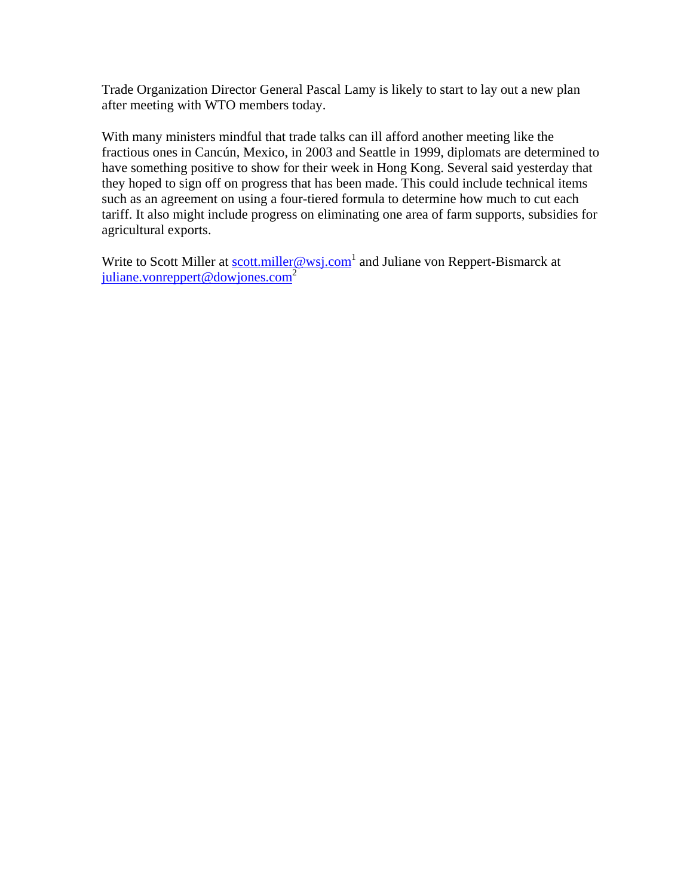Trade Organization Director General Pascal Lamy is likely to start to lay out a new plan after meeting with WTO members today.

With many ministers mindful that trade talks can ill afford another meeting like the fractious ones in Cancún, Mexico, in 2003 and Seattle in 1999, diplomats are determined to have something positive to show for their week in Hong Kong. Several said yesterday that they hoped to sign off on progress that has been made. This could include technical items such as an agreement on using a four-tiered formula to determine how much to cut each tariff. It also might include progress on eliminating one area of farm supports, subsidies for agricultural exports.

Write to Scott Miller at scott.miller@wsj.com[1] and Juliane von Reppert-Bismarck at juliane.vonreppert@dowjones.com[2]